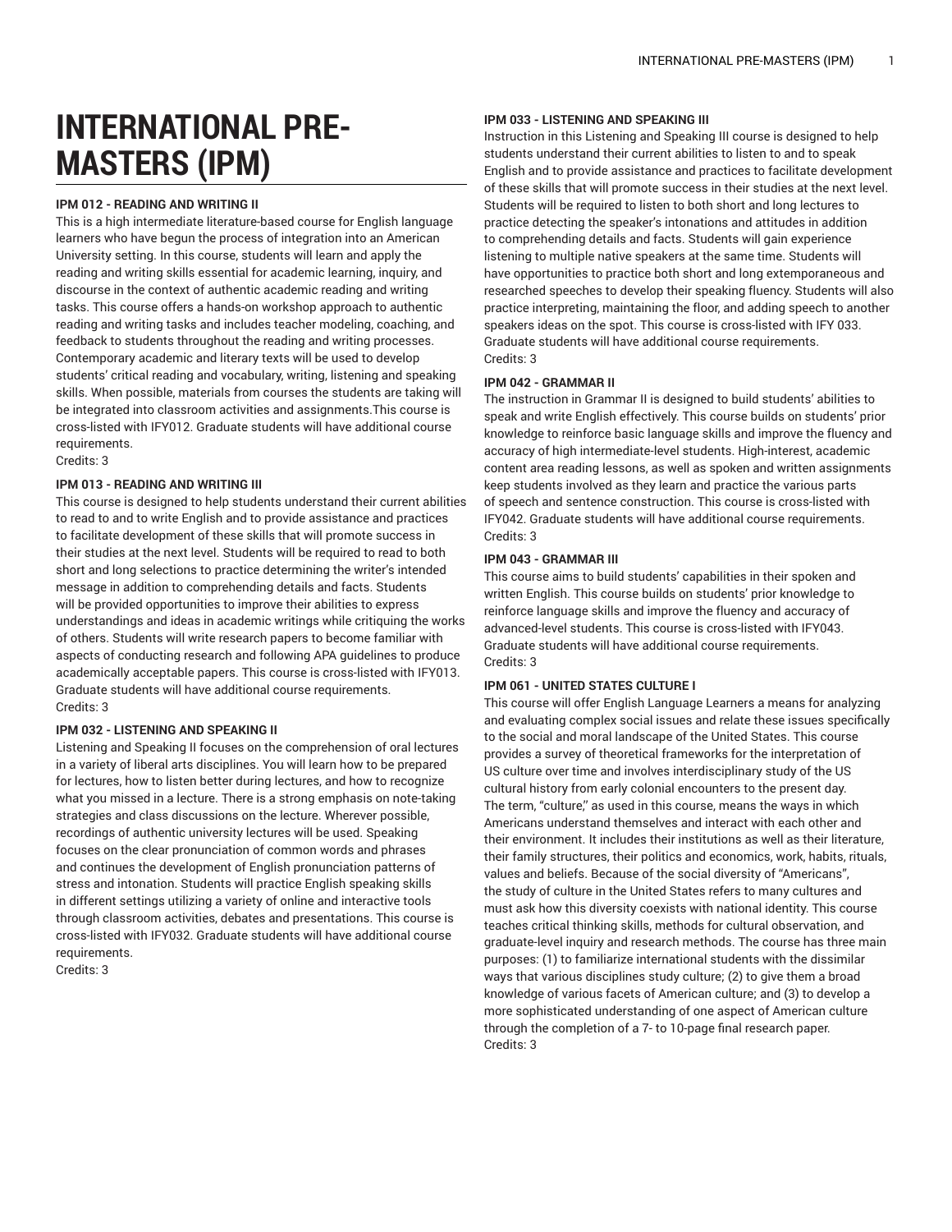# INTERNATIONAL PRE-MASTERS (IPM)

**IPM 012 - READING AND WRITING II**

This is a high intermediate literature-based course for English language learners who have begun the process of integration into an American University setting. In this course, students will learn and apply the reading and writing skills essential for academic learning, inquiry, and discourse in the context of authentic academic reading and writing tasks. This course offers a hands-on workshop approach to authentic reading and writing tasks and includes teacher modeling, coaching, and feedback to students throughout the reading and writing processes. Contemporary academic and literary texts will be used to develop students' critical reading and vocabulary, writing, listening and speaking skills. When possible, materials from courses the students are taking will be integrated into classroom activities and assignments.This course is cross-listed with IFY012. Graduate students will have additional course requirements.
Credits: 3

**IPM 013 - READING AND WRITING III**

This course is designed to help students understand their current abilities to read to and to write English and to provide assistance and practices to facilitate development of these skills that will promote success in their studies at the next level. Students will be required to read to both short and long selections to practice determining the writer's intended message in addition to comprehending details and facts. Students will be provided opportunities to improve their abilities to express understandings and ideas in academic writings while critiquing the works of others. Students will write research papers to become familiar with aspects of conducting research and following APA guidelines to produce academically acceptable papers. This course is cross-listed with IFY013. Graduate students will have additional course requirements.
Credits: 3

**IPM 032 - LISTENING AND SPEAKING II**

Listening and Speaking II focuses on the comprehension of oral lectures in a variety of liberal arts disciplines. You will learn how to be prepared for lectures, how to listen better during lectures, and how to recognize what you missed in a lecture. There is a strong emphasis on note-taking strategies and class discussions on the lecture. Wherever possible, recordings of authentic university lectures will be used. Speaking focuses on the clear pronunciation of common words and phrases and continues the development of English pronunciation patterns of stress and intonation. Students will practice English speaking skills in different settings utilizing a variety of online and interactive tools through classroom activities, debates and presentations. This course is cross-listed with IFY032. Graduate students will have additional course requirements.
Credits: 3

**IPM 033 - LISTENING AND SPEAKING III**

Instruction in this Listening and Speaking III course is designed to help students understand their current abilities to listen to and to speak English and to provide assistance and practices to facilitate development of these skills that will promote success in their studies at the next level. Students will be required to listen to both short and long lectures to practice detecting the speaker's intonations and attitudes in addition to comprehending details and facts. Students will gain experience listening to multiple native speakers at the same time. Students will have opportunities to practice both short and long extemporaneous and researched speeches to develop their speaking fluency. Students will also practice interpreting, maintaining the floor, and adding speech to another speakers ideas on the spot. This course is cross-listed with IFY 033. Graduate students will have additional course requirements.
Credits: 3

**IPM 042 - GRAMMAR II**

The instruction in Grammar II is designed to build students' abilities to speak and write English effectively. This course builds on students' prior knowledge to reinforce basic language skills and improve the fluency and accuracy of high intermediate-level students. High-interest, academic content area reading lessons, as well as spoken and written assignments keep students involved as they learn and practice the various parts of speech and sentence construction. This course is cross-listed with IFY042. Graduate students will have additional course requirements.
Credits: 3

**IPM 043 - GRAMMAR III**

This course aims to build students' capabilities in their spoken and written English. This course builds on students' prior knowledge to reinforce language skills and improve the fluency and accuracy of advanced-level students. This course is cross-listed with IFY043. Graduate students will have additional course requirements.
Credits: 3

**IPM 061 - UNITED STATES CULTURE I**

This course will offer English Language Learners a means for analyzing and evaluating complex social issues and relate these issues specifically to the social and moral landscape of the United States. This course provides a survey of theoretical frameworks for the interpretation of US culture over time and involves interdisciplinary study of the US cultural history from early colonial encounters to the present day. The term, "culture," as used in this course, means the ways in which Americans understand themselves and interact with each other and their environment. It includes their institutions as well as their literature, their family structures, their politics and economics, work, habits, rituals, values and beliefs. Because of the social diversity of "Americans", the study of culture in the United States refers to many cultures and must ask how this diversity coexists with national identity. This course teaches critical thinking skills, methods for cultural observation, and graduate-level inquiry and research methods. The course has three main purposes: (1) to familiarize international students with the dissimilar ways that various disciplines study culture; (2) to give them a broad knowledge of various facets of American culture; and (3) to develop a more sophisticated understanding of one aspect of American culture through the completion of a 7- to 10-page final research paper.
Credits: 3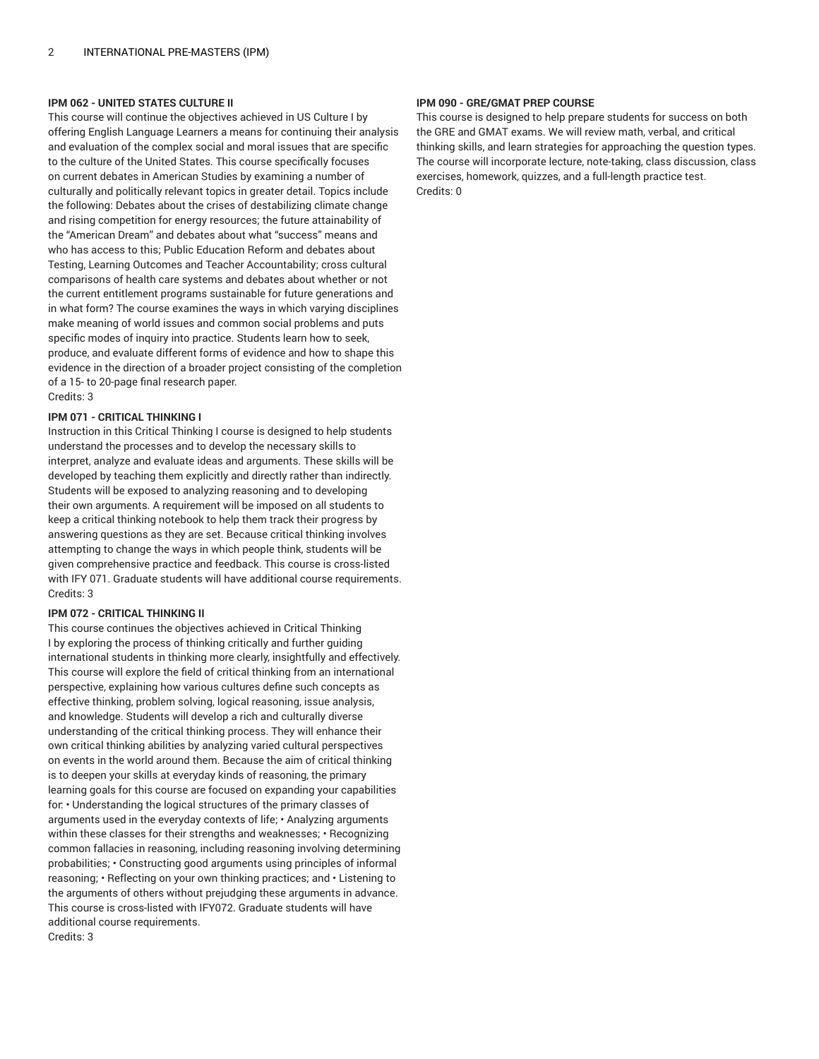#### IPM 062 - UNITED STATES CULTURE II

This course will continue the objectives achieved in US Culture I by offering English Language Learners a means for continuing their analysis and evaluation of the complex social and moral issues that are specific to the culture of the United States. This course specifically focuses on current debates in American Studies by examining a number of culturally and politically relevant topics in greater detail. Topics include the following: Debates about the crises of destabilizing climate change and rising competition for energy resources; the future attainability of the "American Dream" and debates about what "success" means and who has access to this; Public Education Reform and debates about Testing, Learning Outcomes and Teacher Accountability; cross cultural comparisons of health care systems and debates about whether or not the current entitlement programs sustainable for future generations and in what form? The course examines the ways in which varying disciplines make meaning of world issues and common social problems and puts specific modes of inquiry into practice. Students learn how to seek, produce, and evaluate different forms of evidence and how to shape this evidence in the direction of a broader project consisting of the completion of a 15- to 20-page final research paper.
Credits: 3

#### IPM 071 - CRITICAL THINKING I

Instruction in this Critical Thinking I course is designed to help students understand the processes and to develop the necessary skills to interpret, analyze and evaluate ideas and arguments. These skills will be developed by teaching them explicitly and directly rather than indirectly. Students will be exposed to analyzing reasoning and to developing their own arguments. A requirement will be imposed on all students to keep a critical thinking notebook to help them track their progress by answering questions as they are set. Because critical thinking involves attempting to change the ways in which people think, students will be given comprehensive practice and feedback. This course is cross-listed with IFY 071. Graduate students will have additional course requirements.
Credits: 3

#### IPM 072 - CRITICAL THINKING II

This course continues the objectives achieved in Critical Thinking I by exploring the process of thinking critically and further guiding international students in thinking more clearly, insightfully and effectively. This course will explore the field of critical thinking from an international perspective, explaining how various cultures define such concepts as effective thinking, problem solving, logical reasoning, issue analysis, and knowledge. Students will develop a rich and culturally diverse understanding of the critical thinking process. They will enhance their own critical thinking abilities by analyzing varied cultural perspectives on events in the world around them. Because the aim of critical thinking is to deepen your skills at everyday kinds of reasoning, the primary learning goals for this course are focused on expanding your capabilities for: • Understanding the logical structures of the primary classes of arguments used in the everyday contexts of life; • Analyzing arguments within these classes for their strengths and weaknesses; • Recognizing common fallacies in reasoning, including reasoning involving determining probabilities; • Constructing good arguments using principles of informal reasoning; • Reflecting on your own thinking practices; and • Listening to the arguments of others without prejudging these arguments in advance. This course is cross-listed with IFY072. Graduate students will have additional course requirements.
Credits: 3

#### IPM 090 - GRE/GMAT PREP COURSE

This course is designed to help prepare students for success on both the GRE and GMAT exams. We will review math, verbal, and critical thinking skills, and learn strategies for approaching the question types. The course will incorporate lecture, note-taking, class discussion, class exercises, homework, quizzes, and a full-length practice test.
Credits: 0